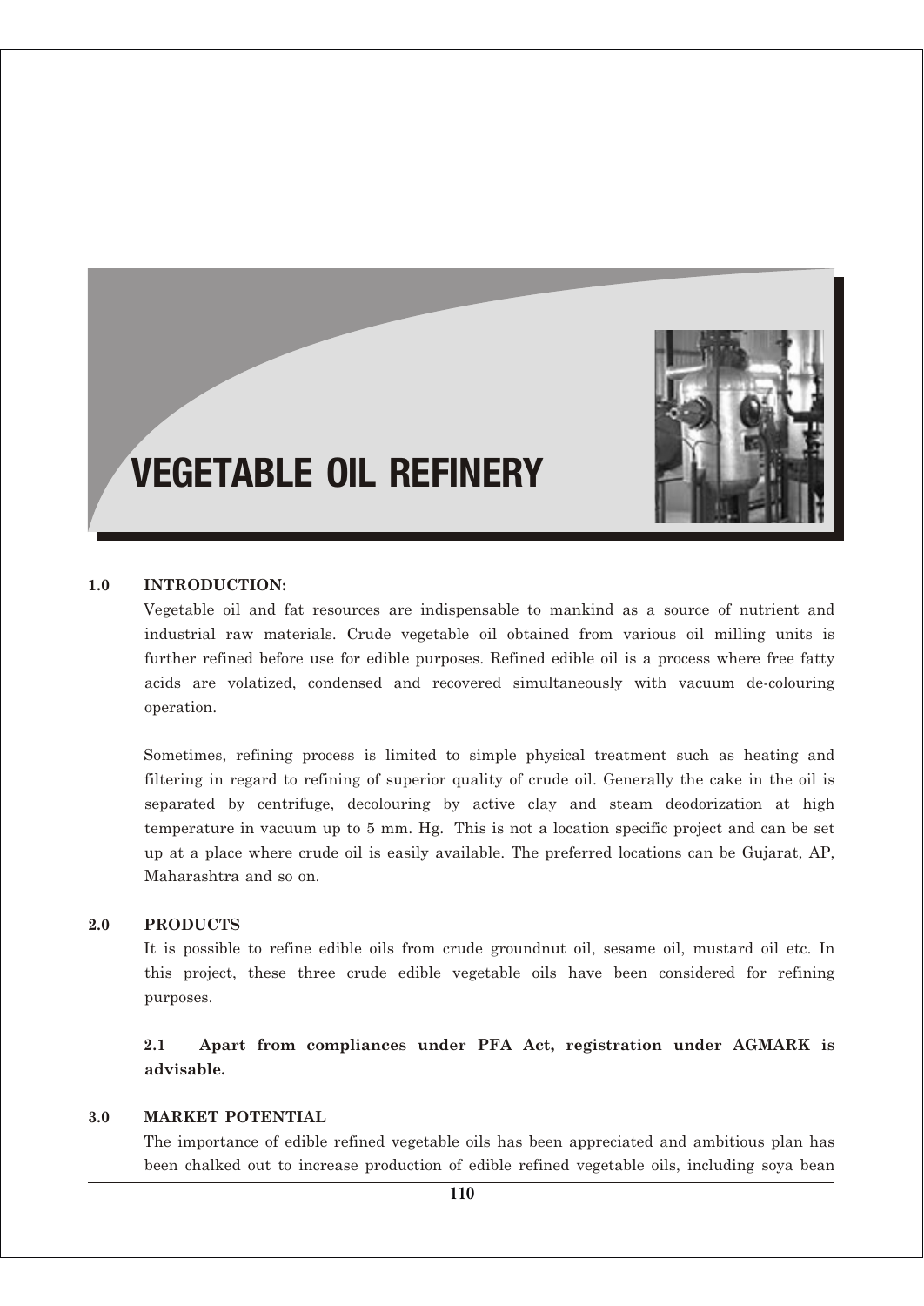# VEGETABLE OIL REFINERY

## 1.0 INTRODUCTION:

Vegetable oil and fat resources are indispensable to mankind as a source of nutrient and industrial raw materials. Crude vegetable oil obtained from various oil milling units is further refined before use for edible purposes. Refined edible oil is a process where free fatty acids are volatized, condensed and recovered simultaneously with vacuum de-colouring operation.

Sometimes, refining process is limited to simple physical treatment such as heating and filtering in regard to refining of superior quality of crude oil. Generally the cake in the oil is separated by centrifuge, decolouring by active clay and steam deodorization at high temperature in vacuum up to 5 mm. Hg. This is not a location specific project and can be set up at a place where crude oil is easily available. The preferred locations can be Gujarat, AP, Maharashtra and so on.

## 2.0 PRODUCTS

It is possible to refine edible oils from crude groundnut oil, sesame oil, mustard oil etc. In this project, these three crude edible vegetable oils have been considered for refining purposes.

**2.1 Apart from compliances under PFA Act, registration under AGMARK is advisable.**

## 3.0 MARKET POTENTIAL

The importance of edible refined vegetable oils has been appreciated and ambitious plan has been chalked out to increase production of edible refined vegetable oils, including soya bean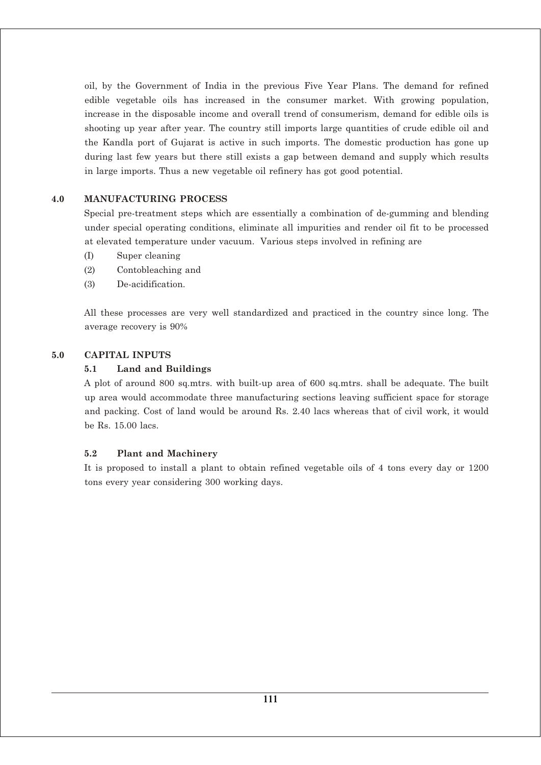oil, by the Government of India in the previous Five Year Plans. The demand for refined edible vegetable oils has increased in the consumer market. With growing population, increase in the disposable income and overall trend of consumerism, demand for edible oils is shooting up year after year. The country still imports large quantities of crude edible oil and the Kandla port of Gujarat is active in such imports. The domestic production has gone up during last few years but there still exists a gap between demand and supply which results in large imports. Thus a new vegetable oil refinery has got good potential.

## 4.0 MANUFACTURING PROCESS

Special pre-treatment steps which are essentially a combination of de-gumming and blending under special operating conditions, eliminate all impurities and render oil fit to be processed at elevated temperature under vacuum. Various steps involved in refining are

(I) Super cleaning

(2) Contobleaching and

(3) De-acidification.

All these processes are very well standardized and practiced in the country since long. The average recovery is 90%

## 5.0 CAPITAL INPUTS

### 5.1 Land and Buildings

A plot of around 800 sq.mtrs. with built-up area of 600 sq.mtrs. shall be adequate. The built up area would accommodate three manufacturing sections leaving sufficient space for storage and packing. Cost of land would be around Rs. 2.40 lacs whereas that of civil work, it would be Rs. 15.00 lacs.

### 5.2 Plant and Machinery

It is proposed to install a plant to obtain refined vegetable oils of 4 tons every day or 1200 tons every year considering 300 working days.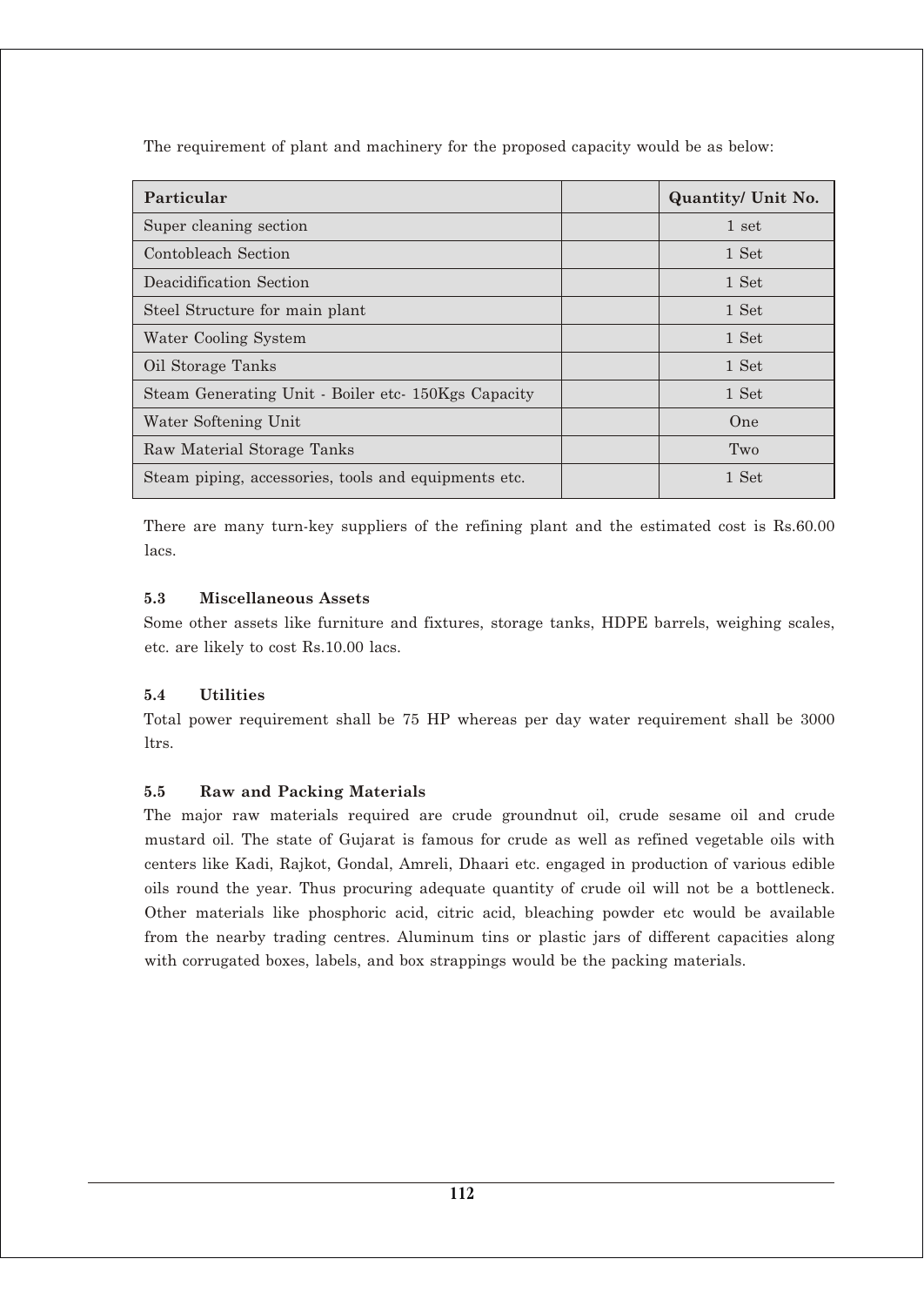The requirement of plant and machinery for the proposed capacity would be as below:

| Particular | | Quantity/ Unit No. |
|---|---|---|
| Super cleaning section | | 1 set |
| Contobleach Section | | 1 Set |
| Deacidification Section | | 1 Set |
| Steel Structure for main plant | | 1 Set |
| Water Cooling System | | 1 Set |
| Oil Storage Tanks | | 1 Set |
| Steam Generating Unit - Boiler etc- 150Kgs Capacity | | 1 Set |
| Water Softening Unit | | One |
| Raw Material Storage Tanks | | Two |
| Steam piping, accessories, tools and equipments etc. | | 1 Set |

There are many turn-key suppliers of the refining plant and the estimated cost is Rs.60.00 lacs.

### 5.3 Miscellaneous Assets

Some other assets like furniture and fixtures, storage tanks, HDPE barrels, weighing scales, etc. are likely to cost Rs.10.00 lacs.

### 5.4 Utilities

Total power requirement shall be 75 HP whereas per day water requirement shall be 3000 ltrs.

### 5.5 Raw and Packing Materials

The major raw materials required are crude groundnut oil, crude sesame oil and crude mustard oil. The state of Gujarat is famous for crude as well as refined vegetable oils with centers like Kadi, Rajkot, Gondal, Amreli, Dhaari etc. engaged in production of various edible oils round the year. Thus procuring adequate quantity of crude oil will not be a bottleneck. Other materials like phosphoric acid, citric acid, bleaching powder etc would be available from the nearby trading centres. Aluminum tins or plastic jars of different capacities along with corrugated boxes, labels, and box strappings would be the packing materials.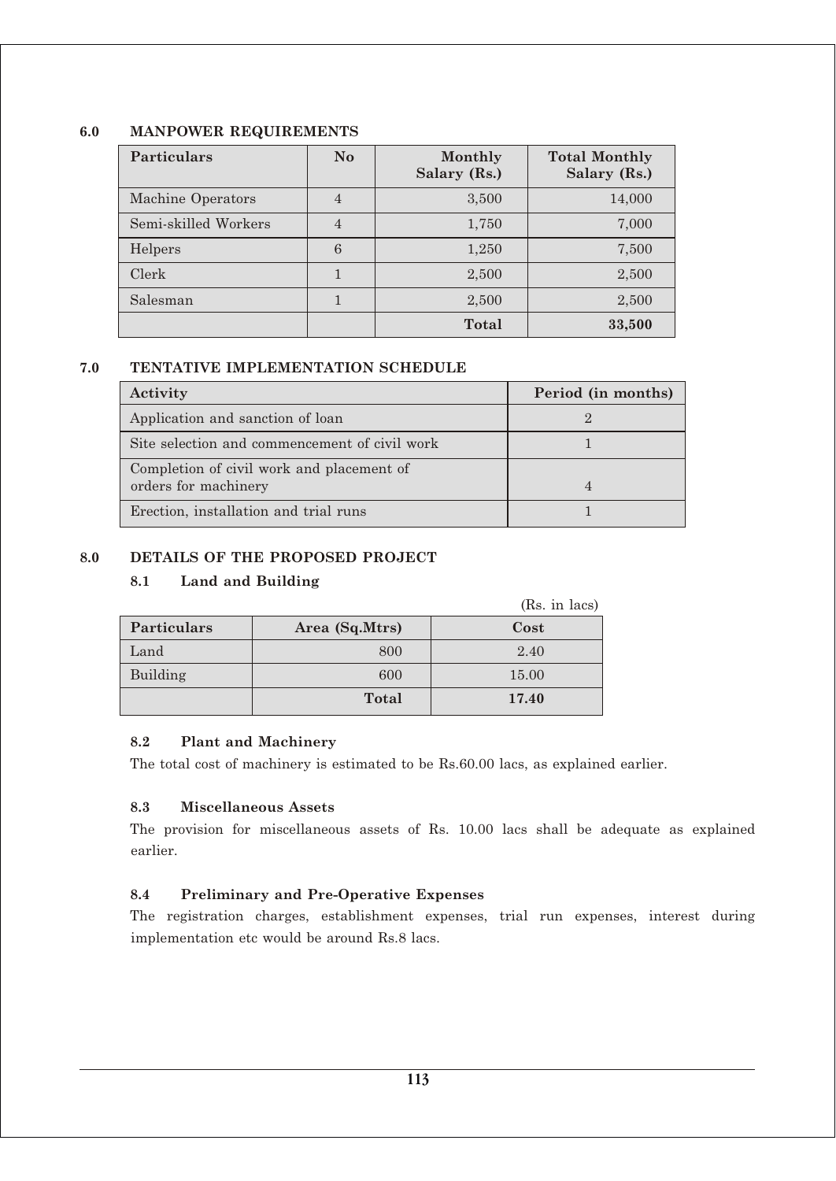## 6.0 MANPOWER REQUIREMENTS

| Particulars | No | Monthly Salary (Rs.) | Total Monthly Salary (Rs.) |
|---|---|---|---|
| Machine Operators | 4 | 3,500 | 14,000 |
| Semi-skilled Workers | 4 | 1,750 | 7,000 |
| Helpers | 6 | 1,250 | 7,500 |
| Clerk | 1 | 2,500 | 2,500 |
| Salesman | 1 | 2,500 | 2,500 |
| | | **Total** | **33,500** |

## 7.0 TENTATIVE IMPLEMENTATION SCHEDULE

| Activity | Period (in months) |
|---|---|
| Application and sanction of loan | 2 |
| Site selection and commencement of civil work | 1 |
| Completion of civil work and placement of orders for machinery | 4 |
| Erection, installation and trial runs | 1 |

## 8.0 DETAILS OF THE PROPOSED PROJECT

### 8.1 Land and Building

(Rs. in lacs)

| Particulars | Area (Sq.Mtrs) | Cost |
|---|---|---|
| Land | 800 | 2.40 |
| Building | 600 | 15.00 |
| | **Total** | **17.40** |

### 8.2 Plant and Machinery

The total cost of machinery is estimated to be Rs.60.00 lacs, as explained earlier.

### 8.3 Miscellaneous Assets

The provision for miscellaneous assets of Rs. 10.00 lacs shall be adequate as explained earlier.

### 8.4 Preliminary and Pre-Operative Expenses

The registration charges, establishment expenses, trial run expenses, interest during implementation etc would be around Rs.8 lacs.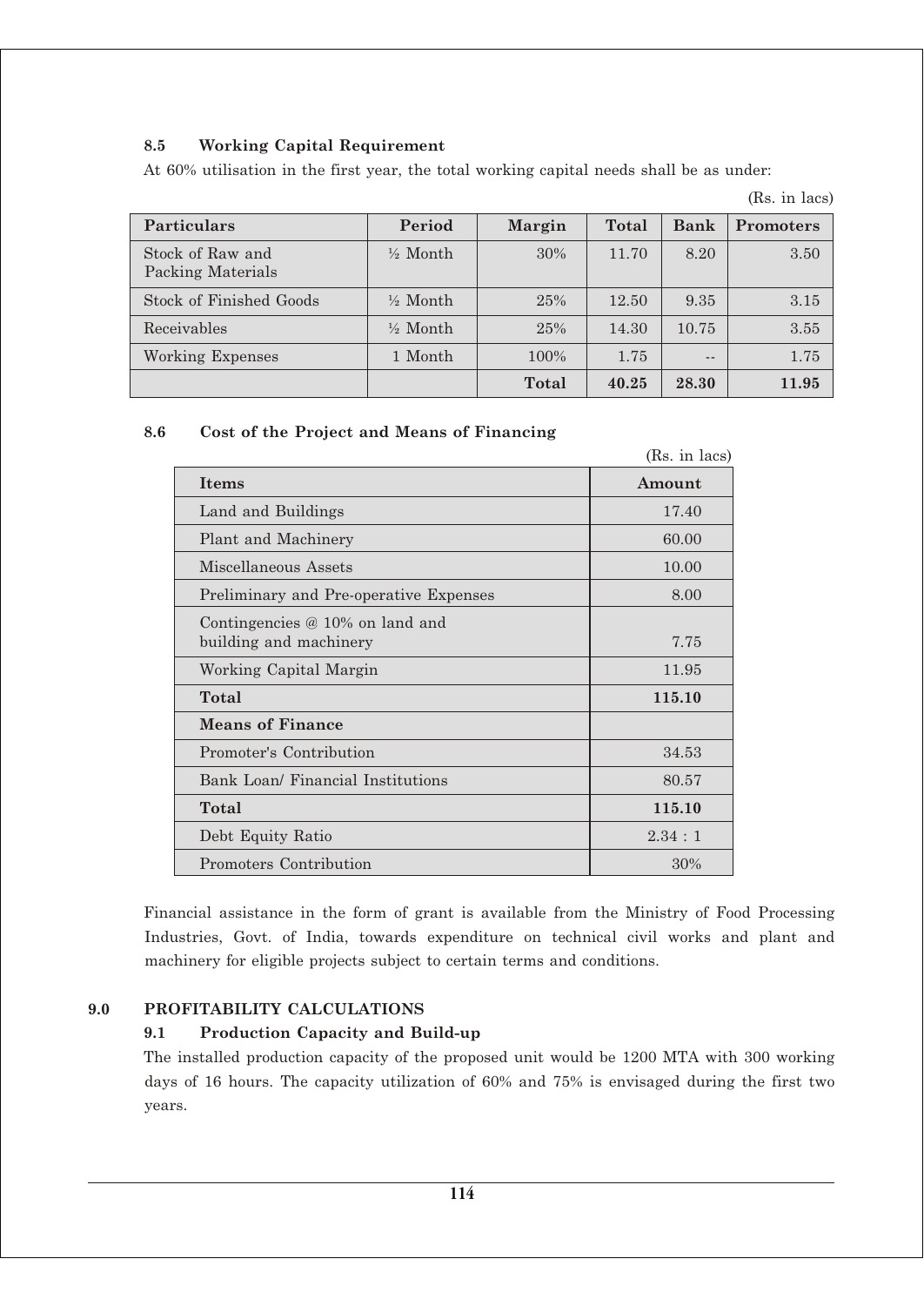### 8.5 Working Capital Requirement

At 60% utilisation in the first year, the total working capital needs shall be as under:

(Rs. in lacs)

| Particulars | Period | Margin | Total | Bank | Promoters |
|---|---|---|---|---|---|
| Stock of Raw and Packing Materials | ½ Month | 30% | 11.70 | 8.20 | 3.50 |
| Stock of Finished Goods | ½ Month | 25% | 12.50 | 9.35 | 3.15 |
| Receivables | ½ Month | 25% | 14.30 | 10.75 | 3.55 |
| Working Expenses | 1 Month | 100% | 1.75 | -- | 1.75 |
| | | **Total** | **40.25** | **28.30** | **11.95** |

### 8.6 Cost of the Project and Means of Financing

(Rs. in lacs)

| Items | Amount |
|---|---|
| Land and Buildings | 17.40 |
| Plant and Machinery | 60.00 |
| Miscellaneous Assets | 10.00 |
| Preliminary and Pre-operative Expenses | 8.00 |
| Contingencies @ 10% on land and building and machinery | 7.75 |
| Working Capital Margin | 11.95 |
| **Total** | **115.10** |
| **Means of Finance** | |
| Promoter's Contribution | 34.53 |
| Bank Loan/ Financial Institutions | 80.57 |
| **Total** | **115.10** |
| Debt Equity Ratio | 2.34 : 1 |
| Promoters Contribution | 30% |

Financial assistance in the form of grant is available from the Ministry of Food Processing Industries, Govt. of India, towards expenditure on technical civil works and plant and machinery for eligible projects subject to certain terms and conditions.

## 9.0 PROFITABILITY CALCULATIONS

### 9.1 Production Capacity and Build-up

The installed production capacity of the proposed unit would be 1200 MTA with 300 working days of 16 hours. The capacity utilization of 60% and 75% is envisaged during the first two years.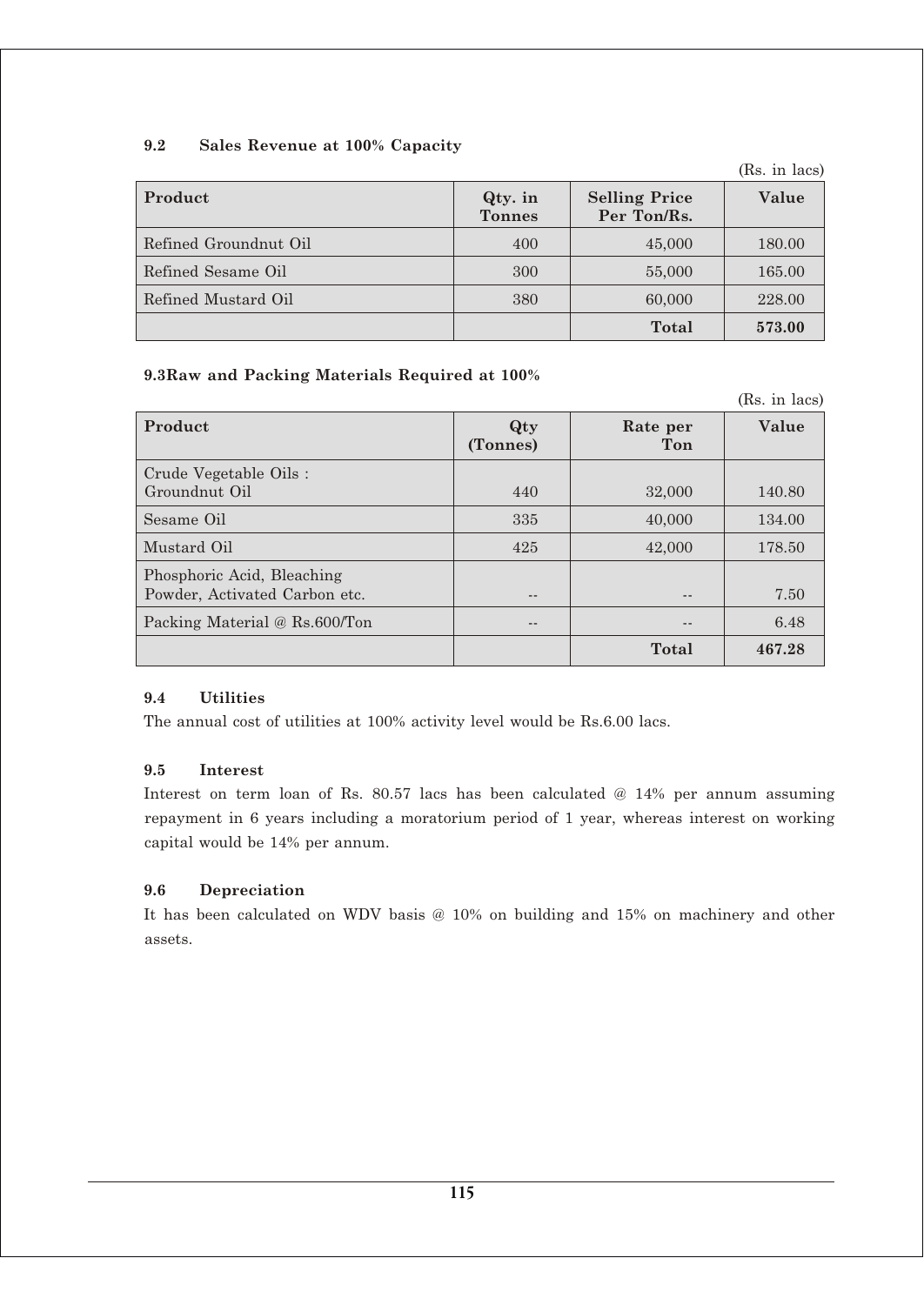### 9.2 Sales Revenue at 100% Capacity

(Rs. in lacs)

| Product | Qty. in Tonnes | Selling Price Per Ton/Rs. | Value |
|---|---|---|---|
| Refined Groundnut Oil | 400 | 45,000 | 180.00 |
| Refined Sesame Oil | 300 | 55,000 | 165.00 |
| Refined Mustard Oil | 380 | 60,000 | 228.00 |
| | | **Total** | **573.00** |

### 9.3Raw and Packing Materials Required at 100%

(Rs. in lacs)

| Product | Qty (Tonnes) | Rate per Ton | Value |
|---|---|---|---|
| Crude Vegetable Oils : Groundnut Oil | 440 | 32,000 | 140.80 |
| Sesame Oil | 335 | 40,000 | 134.00 |
| Mustard Oil | 425 | 42,000 | 178.50 |
| Phosphoric Acid, Bleaching Powder, Activated Carbon etc. | -- | -- | 7.50 |
| Packing Material @ Rs.600/Ton | -- | -- | 6.48 |
| | | **Total** | **467.28** |

### 9.4 Utilities

The annual cost of utilities at 100% activity level would be Rs.6.00 lacs.

### 9.5 Interest

Interest on term loan of Rs. 80.57 lacs has been calculated @ 14% per annum assuming repayment in 6 years including a moratorium period of 1 year, whereas interest on working capital would be 14% per annum.

### 9.6 Depreciation

It has been calculated on WDV basis @ 10% on building and 15% on machinery and other assets.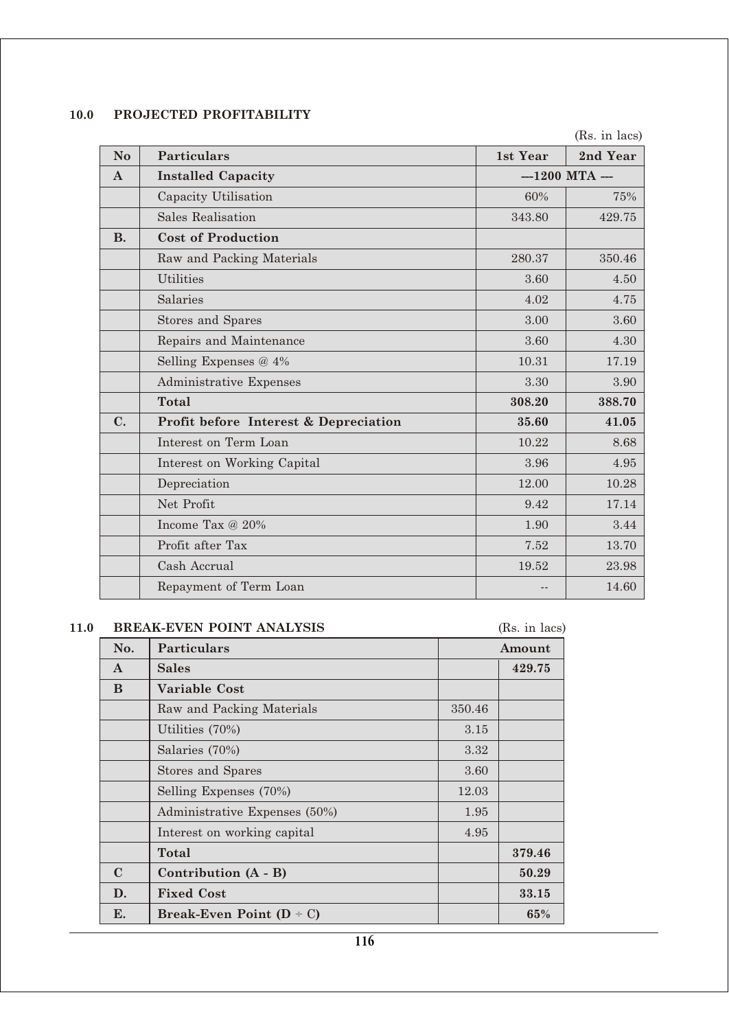## 10.0 PROJECTED PROFITABILITY

(Rs. in lacs)

| No | Particulars | 1st Year | 2nd Year |
|---|---|---|---|
| **A** | **Installed Capacity** | ---1200 MTA --- | |
| | Capacity Utilisation | 60% | 75% |
| | Sales Realisation | 343.80 | 429.75 |
| **B.** | **Cost of Production** | | |
| | Raw and Packing Materials | 280.37 | 350.46 |
| | Utilities | 3.60 | 4.50 |
| | Salaries | 4.02 | 4.75 |
| | Stores and Spares | 3.00 | 3.60 |
| | Repairs and Maintenance | 3.60 | 4.30 |
| | Selling Expenses @ 4% | 10.31 | 17.19 |
| | Administrative Expenses | 3.30 | 3.90 |
| | **Total** | **308.20** | **388.70** |
| **C.** | **Profit before Interest & Depreciation** | **35.60** | **41.05** |
| | Interest on Term Loan | 10.22 | 8.68 |
| | Interest on Working Capital | 3.96 | 4.95 |
| | Depreciation | 12.00 | 10.28 |
| | Net Profit | 9.42 | 17.14 |
| | Income Tax @ 20% | 1.90 | 3.44 |
| | Profit after Tax | 7.52 | 13.70 |
| | Cash Accrual | 19.52 | 23.98 |
| | Repayment of Term Loan | -- | 14.60 |

## 11.0 BREAK-EVEN POINT ANALYSIS

(Rs. in lacs)

| No. | Particulars | Amount | |
|---|---|---|---|
| **A** | **Sales** | | **429.75** |
| **B** | **Variable Cost** | | |
| | Raw and Packing Materials | 350.46 | |
| | Utilities (70%) | 3.15 | |
| | Salaries (70%) | 3.32 | |
| | Stores and Spares | 3.60 | |
| | Selling Expenses (70%) | 12.03 | |
| | Administrative Expenses (50%) | 1.95 | |
| | Interest on working capital | 4.95 | |
| | **Total** | | **379.46** |
| **C** | **Contribution (A - B)** | | **50.29** |
| **D.** | **Fixed Cost** | | **33.15** |
| **E.** | **Break-Even Point (D ÷ C)** | | **65%** |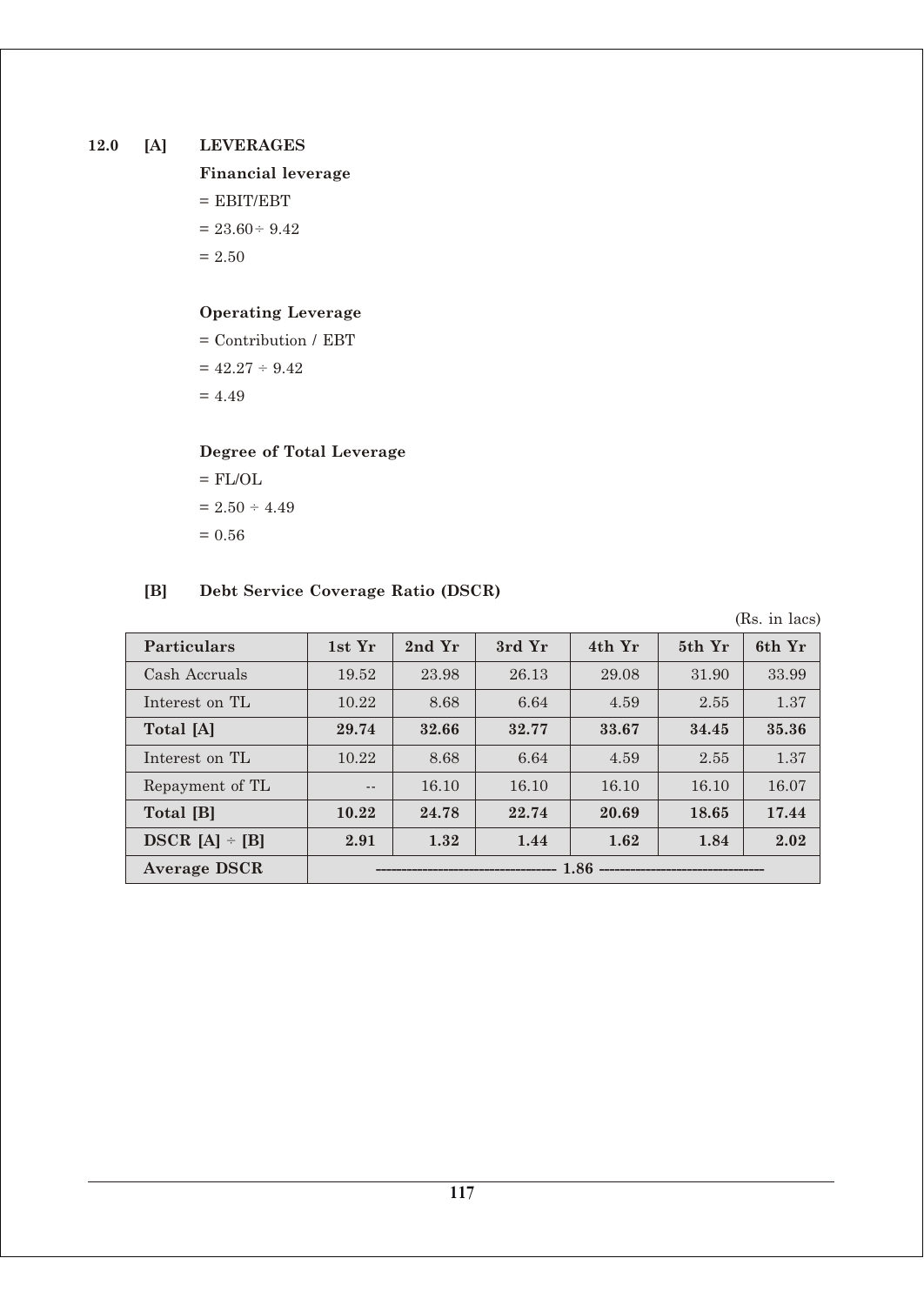## 12.0 [A] LEVERAGES

**Financial leverage**

= EBIT/EBT

= 23.60 ÷ 9.42

= 2.50

**Operating Leverage**

= Contribution / EBT

= 42.27 ÷ 9.42

= 4.49

**Degree of Total Leverage**

= FL/OL

= 2.50 ÷ 4.49

= 0.56

## [B] Debt Service Coverage Ratio (DSCR)

(Rs. in lacs)

| Particulars | 1st Yr | 2nd Yr | 3rd Yr | 4th Yr | 5th Yr | 6th Yr |
|---|---|---|---|---|---|---|
| Cash Accruals | 19.52 | 23.98 | 26.13 | 29.08 | 31.90 | 33.99 |
| Interest on TL | 10.22 | 8.68 | 6.64 | 4.59 | 2.55 | 1.37 |
| **Total [A]** | **29.74** | **32.66** | **32.77** | **33.67** | **34.45** | **35.36** |
| Interest on TL | 10.22 | 8.68 | 6.64 | 4.59 | 2.55 | 1.37 |
| Repayment of TL | -- | 16.10 | 16.10 | 16.10 | 16.10 | 16.07 |
| **Total [B]** | **10.22** | **24.78** | **22.74** | **20.69** | **18.65** | **17.44** |
| **DSCR [A] ÷ [B]** | **2.91** | **1.32** | **1.44** | **1.62** | **1.84** | **2.02** |
| **Average DSCR** | **1.86** | | | | | |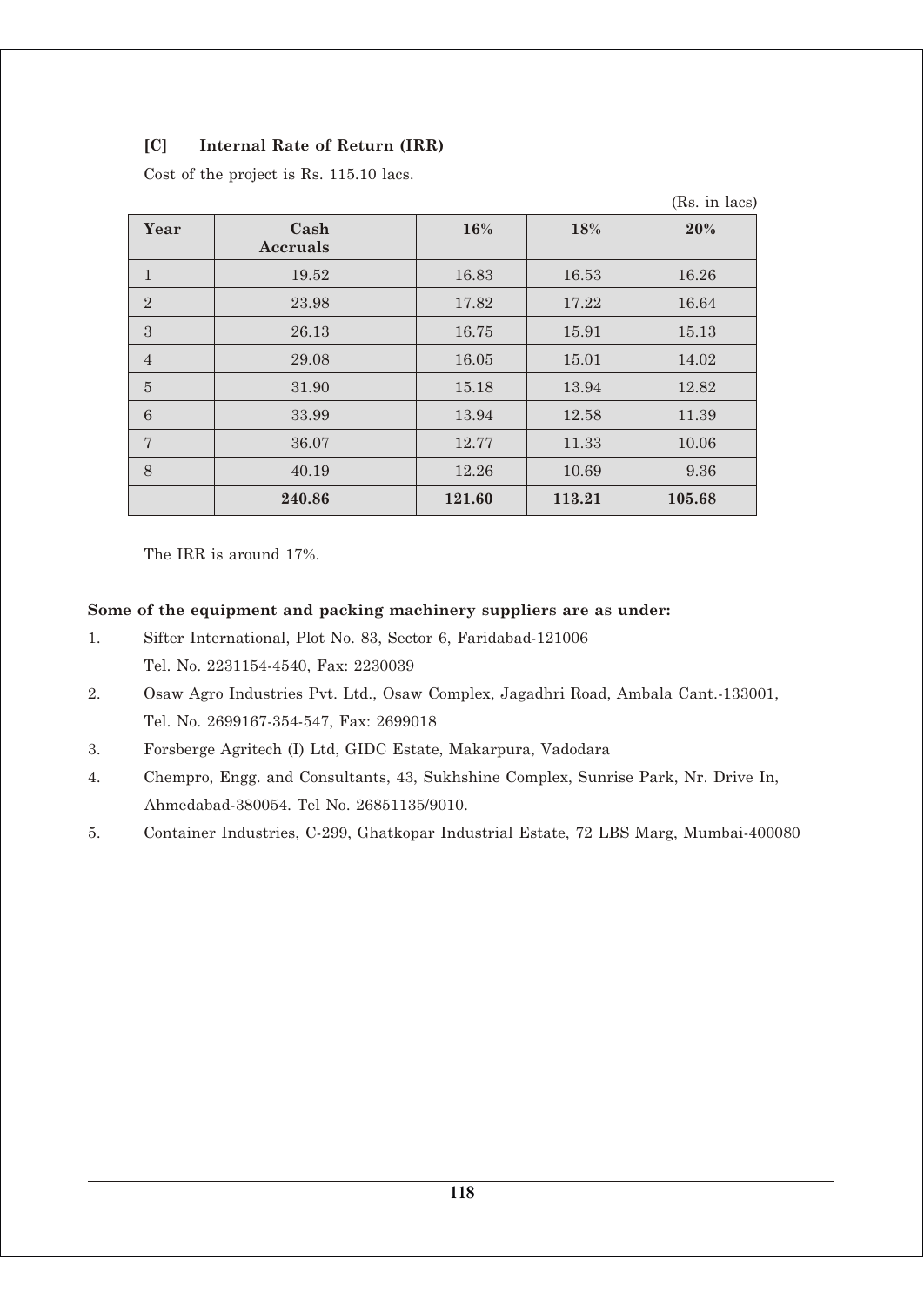### [C] Internal Rate of Return (IRR)

Cost of the project is Rs. 115.10 lacs.

(Rs. in lacs)

| Year | Cash Accruals | 16% | 18% | 20% |
|---|---|---|---|---|
| 1 | 19.52 | 16.83 | 16.53 | 16.26 |
| 2 | 23.98 | 17.82 | 17.22 | 16.64 |
| 3 | 26.13 | 16.75 | 15.91 | 15.13 |
| 4 | 29.08 | 16.05 | 15.01 | 14.02 |
| 5 | 31.90 | 15.18 | 13.94 | 12.82 |
| 6 | 33.99 | 13.94 | 12.58 | 11.39 |
| 7 | 36.07 | 12.77 | 11.33 | 10.06 |
| 8 | 40.19 | 12.26 | 10.69 | 9.36 |
| | **240.86** | **121.60** | **113.21** | **105.68** |

The IRR is around 17%.

**Some of the equipment and packing machinery suppliers are as under:**

1. Sifter International, Plot No. 83, Sector 6, Faridabad-121006
   Tel. No. 2231154-4540, Fax: 2230039
2. Osaw Agro Industries Pvt. Ltd., Osaw Complex, Jagadhri Road, Ambala Cant.-133001,
   Tel. No. 2699167-354-547, Fax: 2699018
3. Forsberge Agritech (I) Ltd, GIDC Estate, Makarpura, Vadodara
4. Chempro, Engg. and Consultants, 43, Sukhshine Complex, Sunrise Park, Nr. Drive In,
   Ahmedabad-380054. Tel No. 26851135/9010.
5. Container Industries, C-299, Ghatkopar Industrial Estate, 72 LBS Marg, Mumbai-400080